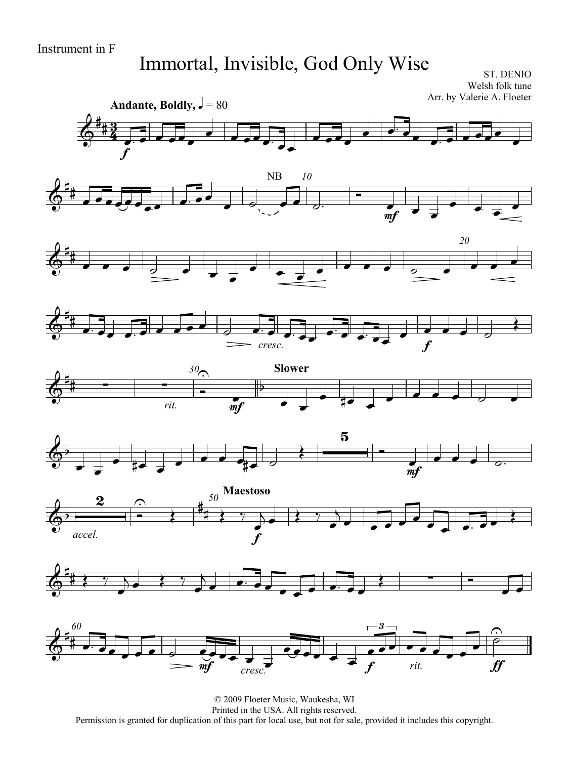Instrument in F

# Immortal, Invisible, God Only Wise

ST. DENIO
Welsh folk tune
Arr. by Valerie A. Floeter

**Andante, Boldly,** ♩ = 80

© 2009 Floeter Music, Waukesha, WI
Printed in the USA. All rights reserved.
Permission is granted for duplication of this part for local use, but not for sale, provided it includes this copyright.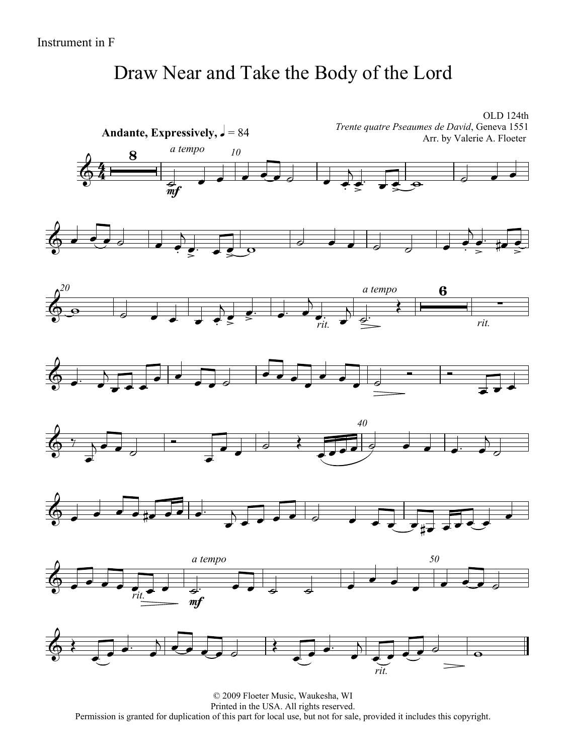Instrument in F

# Draw Near and Take the Body of the Lord

OLD 124th
*Trente quatre Pseaumes de David*, Geneva 1551
Arr. by Valerie A. Floeter

**Andante, Expressively,** ♩ = 84

© 2009 Floeter Music, Waukesha, WI
Printed in the USA. All rights reserved.
Permission is granted for duplication of this part for local use, but not for sale, provided it includes this copyright.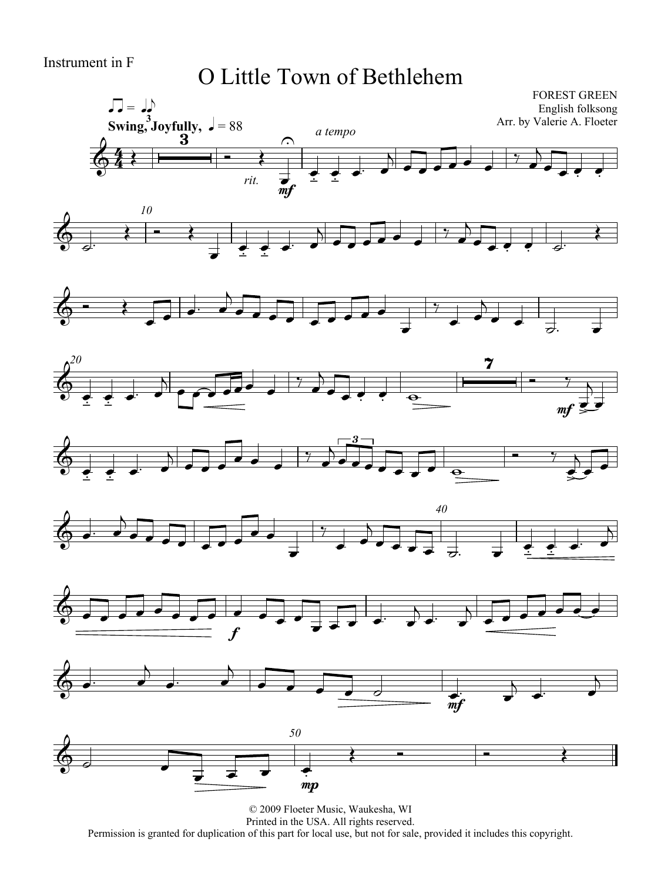Instrument in F

# O Little Town of Bethlehem

FOREST GREEN
English folksong
Arr. by Valerie A. Floeter

Swing, Joyfully, ♩ = 88

© 2009 Floeter Music, Waukesha, WI
Printed in the USA. All rights reserved.
Permission is granted for duplication of this part for local use, but not for sale, provided it includes this copyright.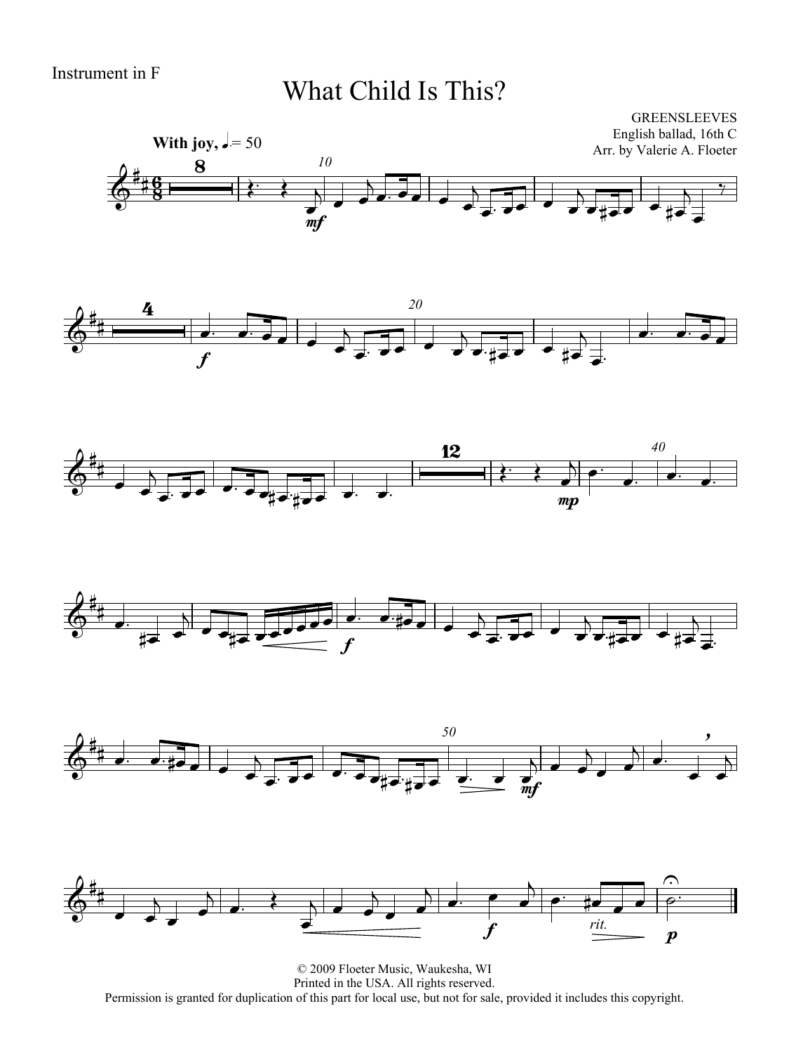Instrument in F

# What Child Is This?

GREENSLEEVES
English ballad, 16th C
Arr. by Valerie A. Floeter

**With joy,** ♩. = 50

© 2009 Floeter Music, Waukesha, WI
Printed in the USA. All rights reserved.
Permission is granted for duplication of this part for local use, but not for sale, provided it includes this copyright.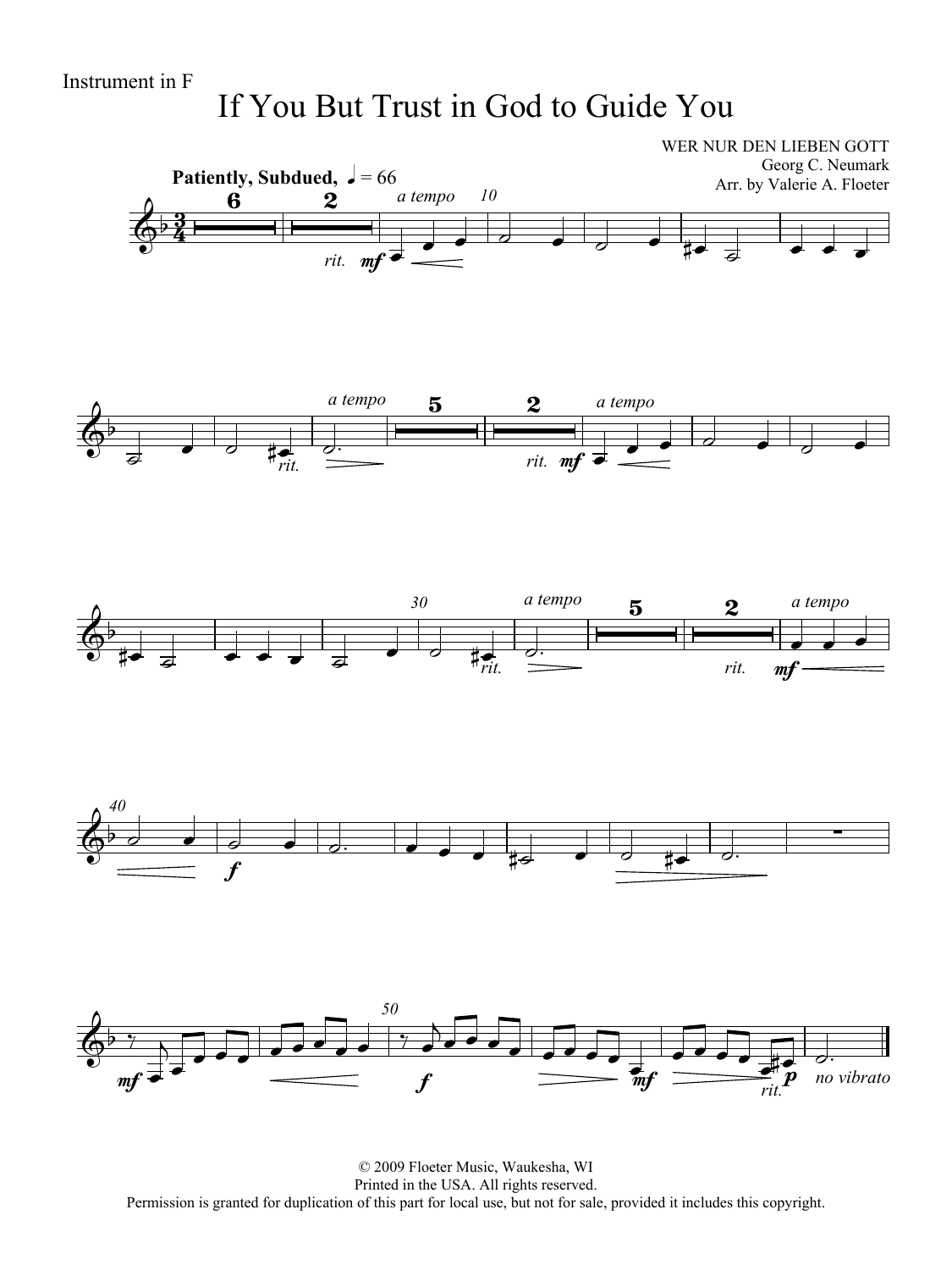Instrument in F

# If You But Trust in God to Guide You

WER NUR DEN LIEBEN GOTT
Georg C. Neumark
Arr. by Valerie A. Floeter

**Patiently, Subdued,** ♩ = 66

© 2009 Floeter Music, Waukesha, WI
Printed in the USA. All rights reserved.
Permission is granted for duplication of this part for local use, but not for sale, provided it includes this copyright.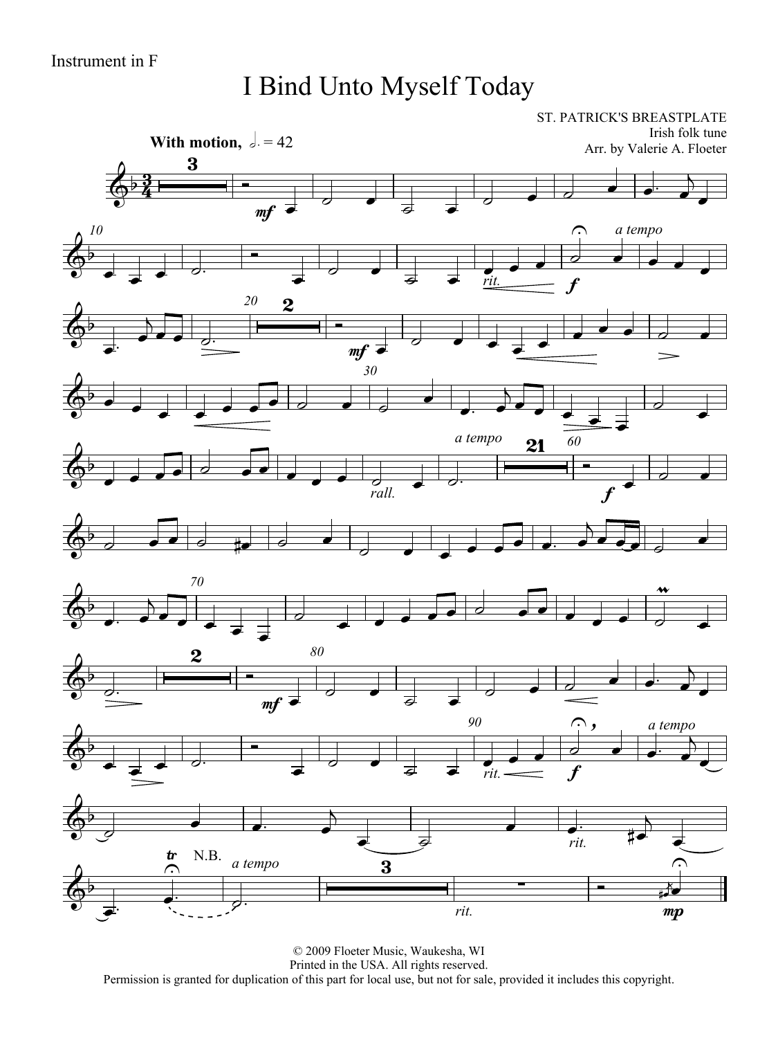Instrument in F

# I Bind Unto Myself Today

ST. PATRICK'S BREASTPLATE
Irish folk tune
Arr. by Valerie A. Floeter

**With motion,** 𝅗𝅥. = 42

© 2009 Floeter Music, Waukesha, WI
Printed in the USA. All rights reserved.
Permission is granted for duplication of this part for local use, but not for sale, provided it includes this copyright.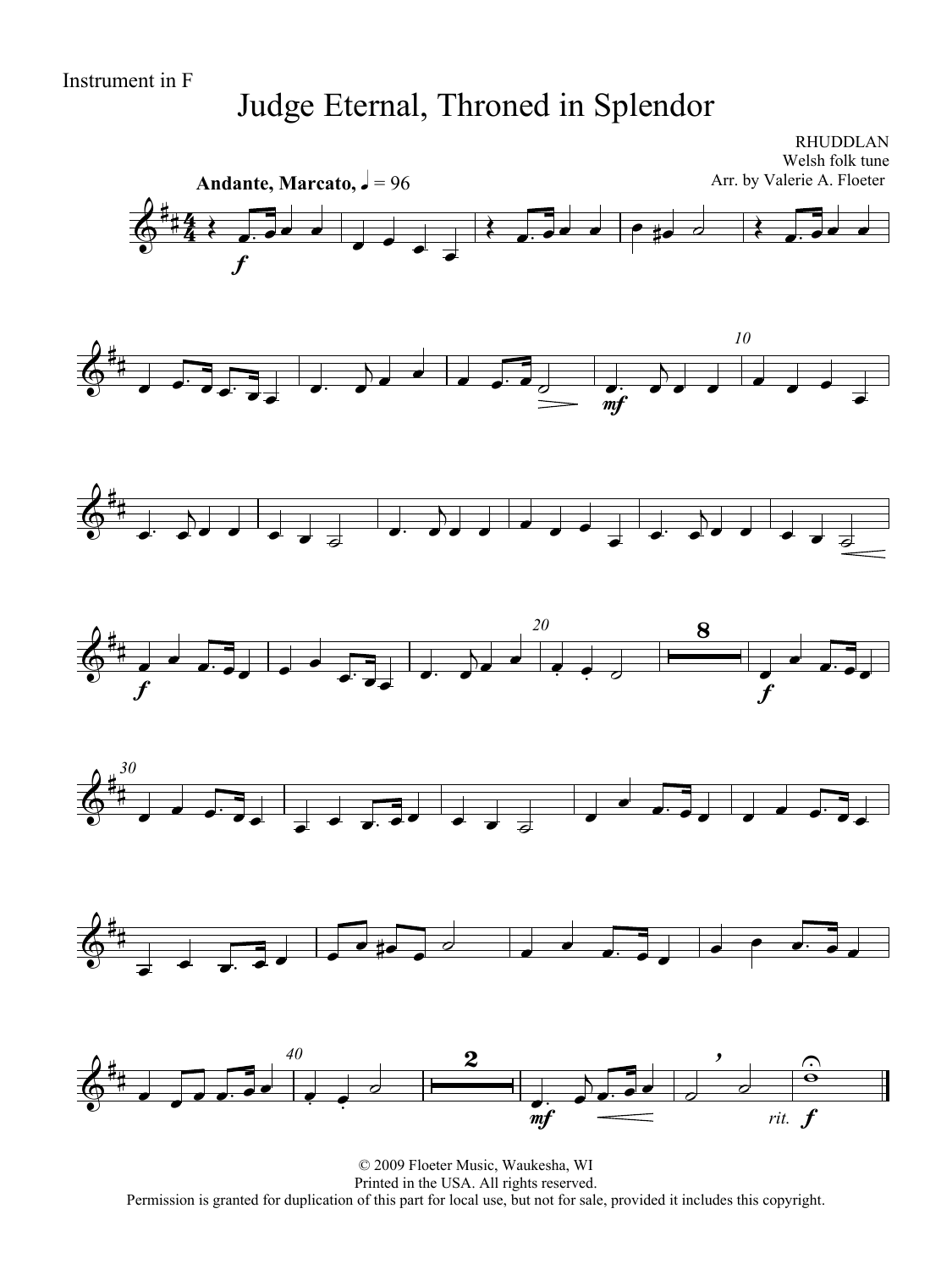Instrument in F

# Judge Eternal, Throned in Splendor

RHUDDLAN
Welsh folk tune
Arr. by Valerie A. Floeter

**Andante, Marcato,** ♩ = 96

© 2009 Floeter Music, Waukesha, WI
Printed in the USA. All rights reserved.
Permission is granted for duplication of this part for local use, but not for sale, provided it includes this copyright.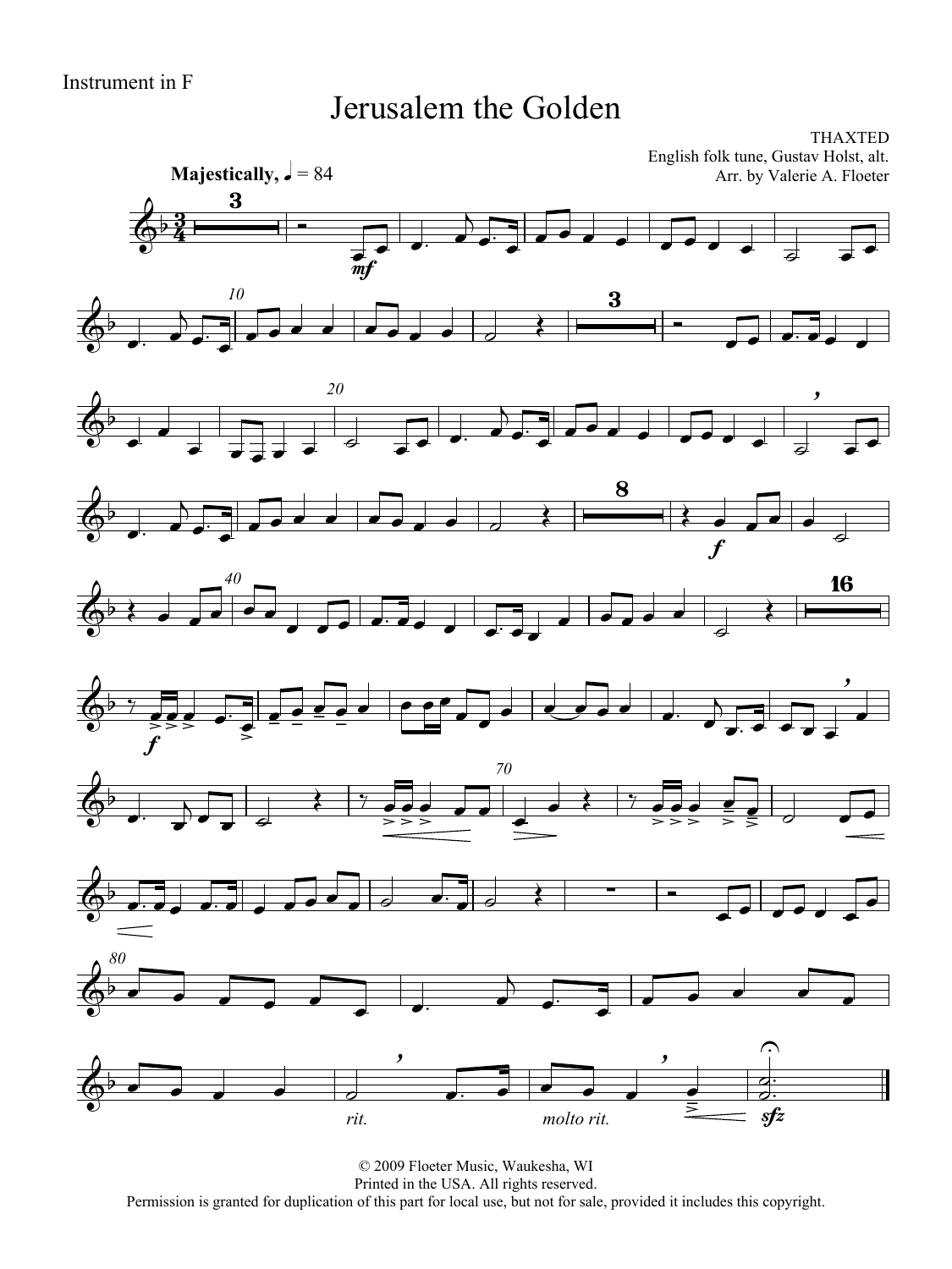Instrument in F

# Jerusalem the Golden

THAXTED
English folk tune, Gustav Holst, alt.
Arr. by Valerie A. Floeter

**Majestically,** ♩ = 84

*mf* *f* *f* *rit.* *molto rit.* *sfz*

© 2009 Floeter Music, Waukesha, WI
Printed in the USA. All rights reserved.
Permission is granted for duplication of this part for local use, but not for sale, provided it includes this copyright.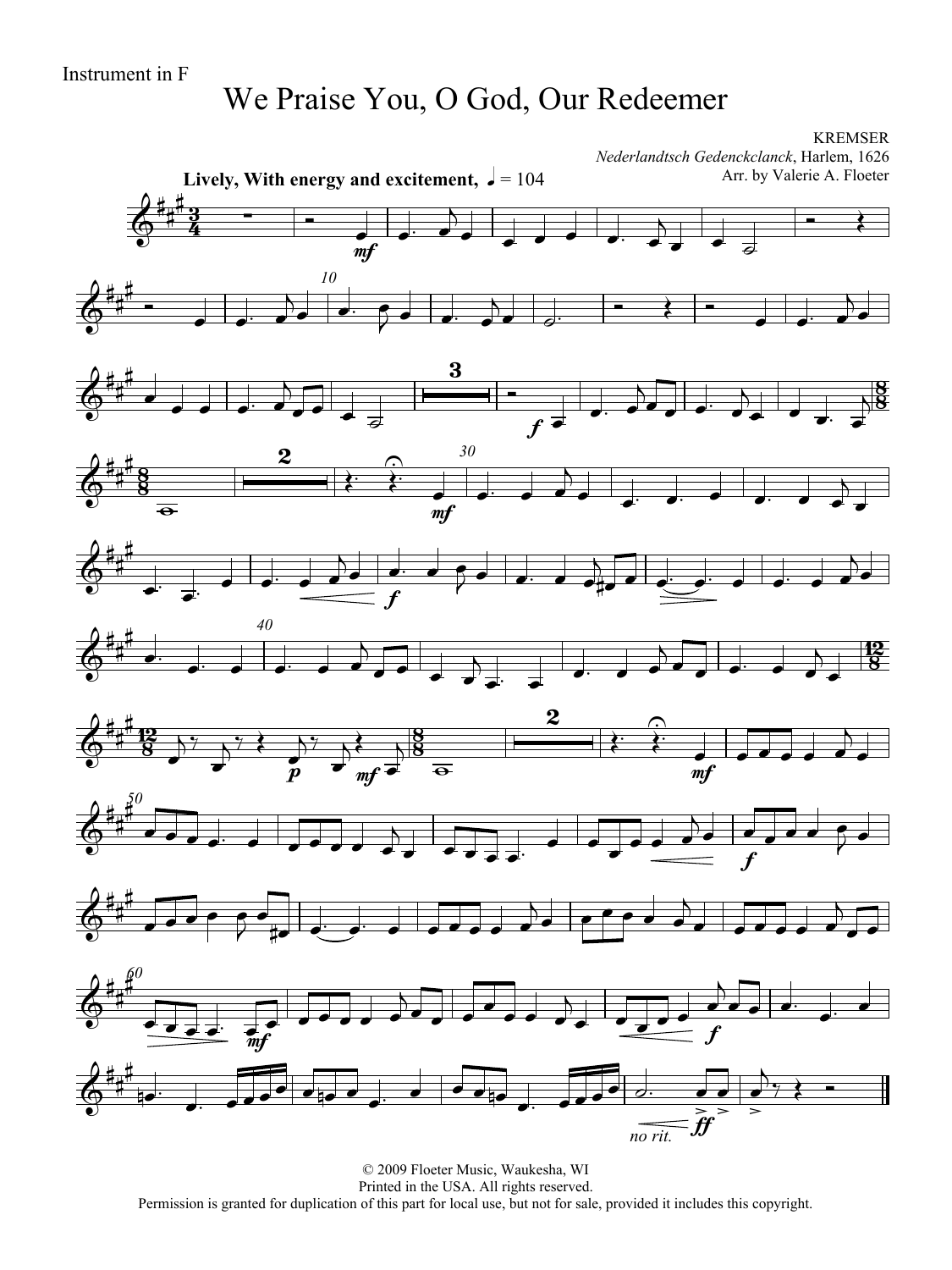Instrument in F

# We Praise You, O God, Our Redeemer

KREMSER
*Nederlandtsch Gedenckclanck*, Harlem, 1626
Arr. by Valerie A. Floeter

**Lively, With energy and excitement,** ♩ = 104

© 2009 Floeter Music, Waukesha, WI
Printed in the USA. All rights reserved.
Permission is granted for duplication of this part for local use, but not for sale, provided it includes this copyright.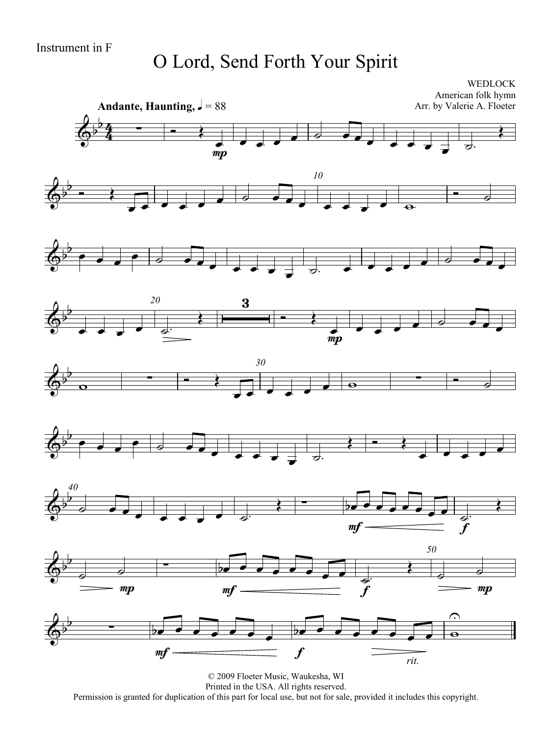Instrument in F

# O Lord, Send Forth Your Spirit

WEDLOCK
American folk hymn
Arr. by Valerie A. Floeter

**Andante, Haunting,** ♩ = 88

© 2009 Floeter Music, Waukesha, WI
Printed in the USA. All rights reserved.
Permission is granted for duplication of this part for local use, but not for sale, provided it includes this copyright.